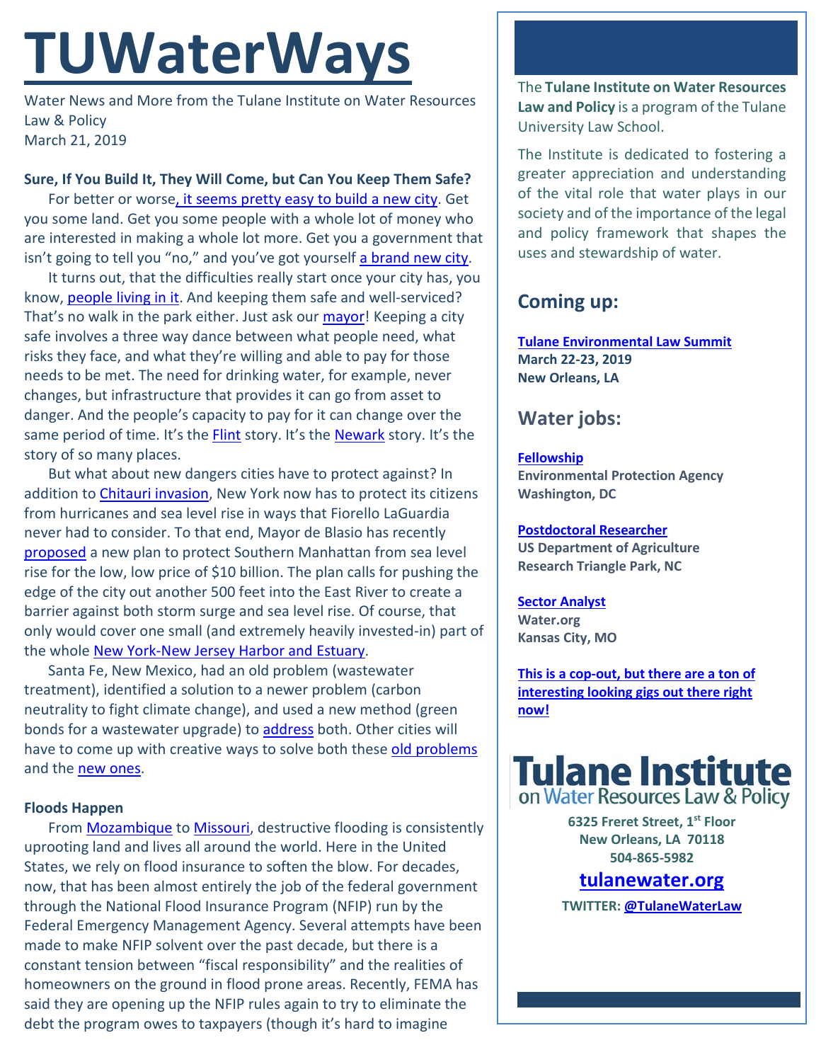# TUWaterWays

Water News and More from the Tulane Institute on Water Resources Law & Policy
March 21, 2019

**Sure, If You Build It, They Will Come, but Can You Keep Them Safe?**

For better or worse, it seems pretty easy to build a new city. Get you some land. Get you some people with a whole lot of money who are interested in making a whole lot more. Get you a government that isn't going to tell you "no," and you've got yourself a brand new city.

It turns out, that the difficulties really start once your city has, you know, people living in it. And keeping them safe and well-serviced? That's no walk in the park either. Just ask our mayor! Keeping a city safe involves a three way dance between what people need, what risks they face, and what they're willing and able to pay for those needs to be met. The need for drinking water, for example, never changes, but infrastructure that provides it can go from asset to danger. And the people's capacity to pay for it can change over the same period of time. It's the Flint story. It's the Newark story. It's the story of so many places.

But what about new dangers cities have to protect against? In addition to Chitauri invasion, New York now has to protect its citizens from hurricanes and sea level rise in ways that Fiorello LaGuardia never had to consider. To that end, Mayor de Blasio has recently proposed a new plan to protect Southern Manhattan from sea level rise for the low, low price of $10 billion. The plan calls for pushing the edge of the city out another 500 feet into the East River to create a barrier against both storm surge and sea level rise. Of course, that only would cover one small (and extremely heavily invested-in) part of the whole New York-New Jersey Harbor and Estuary.

Santa Fe, New Mexico, had an old problem (wastewater treatment), identified a solution to a newer problem (carbon neutrality to fight climate change), and used a new method (green bonds for a wastewater upgrade) to address both. Other cities will have to come up with creative ways to solve both these old problems and the new ones.

**Floods Happen**

From Mozambique to Missouri, destructive flooding is consistently uprooting land and lives all around the world. Here in the United States, we rely on flood insurance to soften the blow. For decades, now, that has been almost entirely the job of the federal government through the National Flood Insurance Program (NFIP) run by the Federal Emergency Management Agency. Several attempts have been made to make NFIP solvent over the past decade, but there is a constant tension between "fiscal responsibility" and the realities of homeowners on the ground in flood prone areas. Recently, FEMA has said they are opening up the NFIP rules again to try to eliminate the debt the program owes to taxpayers (though it's hard to imagine

---

The **Tulane Institute on Water Resources Law and Policy** is a program of the Tulane University Law School.

The Institute is dedicated to fostering a greater appreciation and understanding of the vital role that water plays in our society and of the importance of the legal and policy framework that shapes the uses and stewardship of water.

## Coming up:

**Tulane Environmental Law Summit**
**March 22-23, 2019**
**New Orleans, LA**

## Water jobs:

**Fellowship**
**Environmental Protection Agency**
**Washington, DC**

**Postdoctoral Researcher**
**US Department of Agriculture**
**Research Triangle Park, NC**

**Sector Analyst**
**Water.org**
**Kansas City, MO**

**This is a cop-out, but there are a ton of interesting looking gigs out there right now!**

**Tulane Institute on Water Resources Law & Policy**

**6325 Freret Street, 1st Floor**
**New Orleans, LA 70118**
**504-865-5982**

**tulanewater.org**

**TWITTER: @TulaneWaterLaw**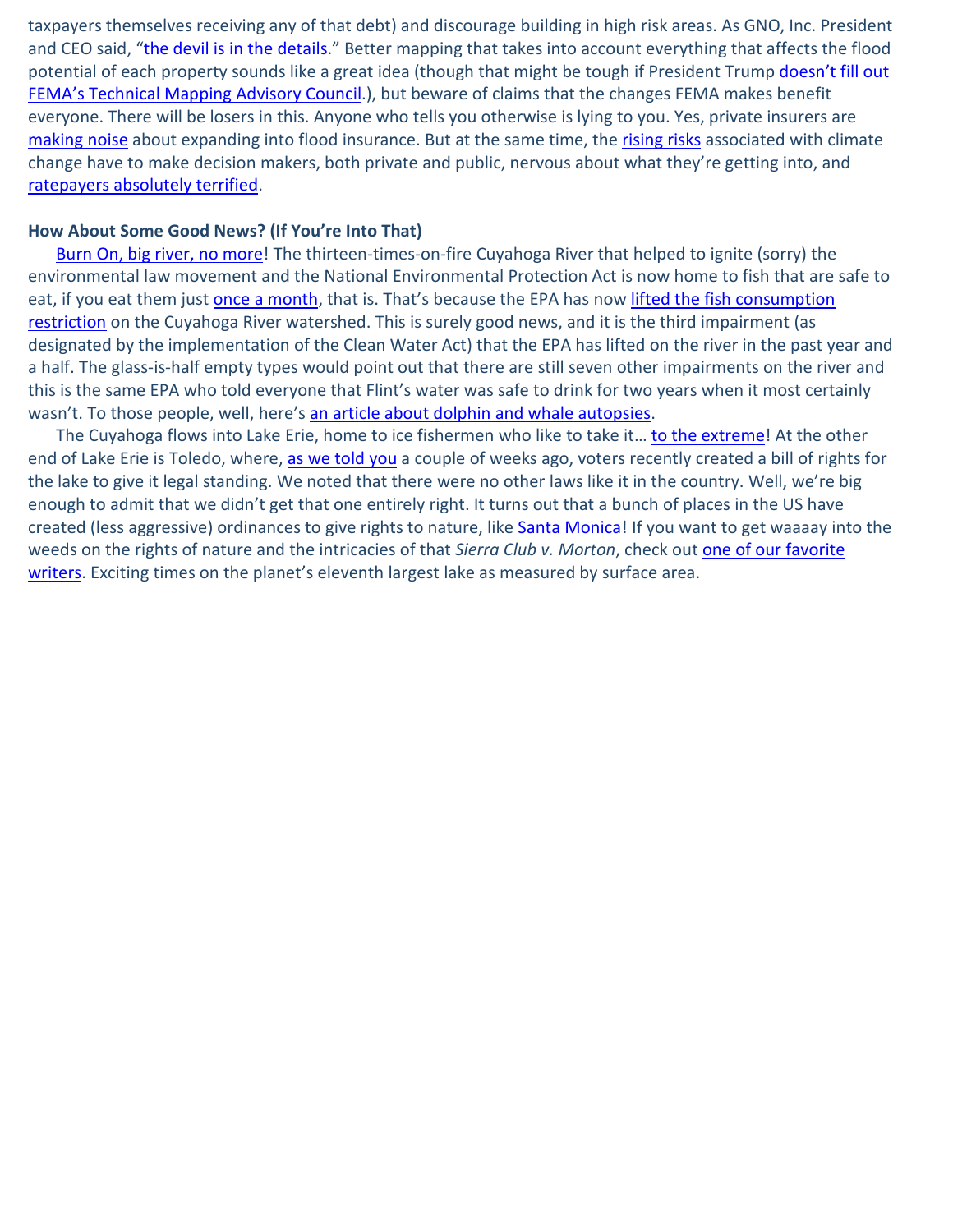taxpayers themselves receiving any of that debt) and discourage building in high risk areas. As GNO, Inc. President and CEO said, "the devil is in the details." Better mapping that takes into account everything that affects the flood potential of each property sounds like a great idea (though that might be tough if President Trump doesn't fill out FEMA's Technical Mapping Advisory Council.), but beware of claims that the changes FEMA makes benefit everyone. There will be losers in this. Anyone who tells you otherwise is lying to you. Yes, private insurers are making noise about expanding into flood insurance. But at the same time, the rising risks associated with climate change have to make decision makers, both private and public, nervous about what they're getting into, and ratepayers absolutely terrified.

**How About Some Good News? (If You're Into That)**

Burn On, big river, no more! The thirteen-times-on-fire Cuyahoga River that helped to ignite (sorry) the environmental law movement and the National Environmental Protection Act is now home to fish that are safe to eat, if you eat them just once a month, that is. That's because the EPA has now lifted the fish consumption restriction on the Cuyahoga River watershed. This is surely good news, and it is the third impairment (as designated by the implementation of the Clean Water Act) that the EPA has lifted on the river in the past year and a half. The glass-is-half empty types would point out that there are still seven other impairments on the river and this is the same EPA who told everyone that Flint's water was safe to drink for two years when it most certainly wasn't. To those people, well, here's an article about dolphin and whale autopsies.

The Cuyahoga flows into Lake Erie, home to ice fishermen who like to take it… to the extreme! At the other end of Lake Erie is Toledo, where, as we told you a couple of weeks ago, voters recently created a bill of rights for the lake to give it legal standing. We noted that there were no other laws like it in the country. Well, we're big enough to admit that we didn't get that one entirely right. It turns out that a bunch of places in the US have created (less aggressive) ordinances to give rights to nature, like Santa Monica! If you want to get waaaay into the weeds on the rights of nature and the intricacies of that *Sierra Club v. Morton*, check out one of our favorite writers. Exciting times on the planet's eleventh largest lake as measured by surface area.